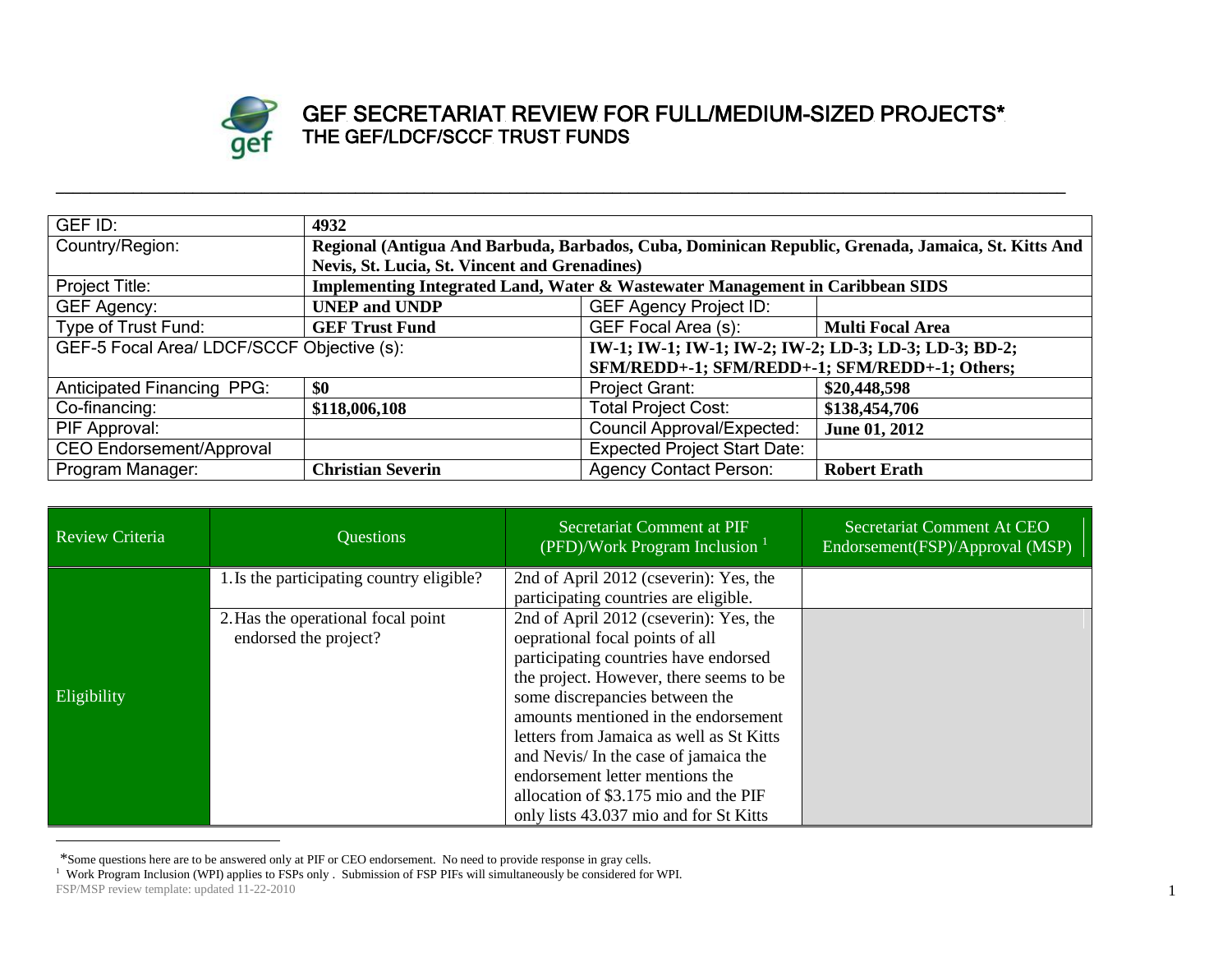# GEF SECRETARIAT REVIEW FOR FULL/MEDIUM-SIZED PROJECTS*

## THE GEF/LDCF/SCCF TRUST FUNDS

| GEF ID: | 4932 | | |
|---|---|---|---|
| Country/Region: | **Regional (Antigua And Barbuda, Barbados, Cuba, Dominican Republic, Grenada, Jamaica, St. Kitts And Nevis, St. Lucia, St. Vincent and Grenadines)** | | |
| Project Title: | **Implementing Integrated Land, Water & Wastewater Management in Caribbean SIDS** | | |
| GEF Agency: | **UNEP and UNDP** | GEF Agency Project ID: | |
| Type of Trust Fund: | **GEF Trust Fund** | GEF Focal Area (s): | **Multi Focal Area** |
| GEF-5 Focal Area/ LDCF/SCCF Objective (s): | | **IW-1; IW-1; IW-1; IW-2; IW-2; LD-3; LD-3; LD-3; BD-2; SFM/REDD+-1; SFM/REDD+-1; SFM/REDD+-1; Others;** | |
| Anticipated Financing PPG: | **$0** | Project Grant: | **$20,448,598** |
| Co-financing: | **$118,006,108** | Total Project Cost: | **$138,454,706** |
| PIF Approval: | | Council Approval/Expected: | **June 01, 2012** |
| CEO Endorsement/Approval | | Expected Project Start Date: | |
| Program Manager: | **Christian Severin** | Agency Contact Person: | **Robert Erath** |

| Review Criteria | Questions | Secretariat Comment at PIF (PFD)/Work Program Inclusion [1] | Secretariat Comment At CEO Endorsement(FSP)/Approval (MSP) |
|---|---|---|---|
| Eligibility | 1. Is the participating country eligible? | 2nd of April 2012 (cseverin): Yes, the participating countries are eligible. | |
| | 2. Has the operational focal point endorsed the project? | 2nd of April 2012 (cseverin): Yes, the oeprational focal points of all participating countries have endorsed the project. However, there seems to be some discrepancies between the amounts mentioned in the endorsement letters from Jamaica as well as St Kitts and Nevis/ In the case of jamaica the endorsement letter mentions the allocation of \$3.175 mio and the PIF only lists 43.037 mio and for St Kitts | |

*Some questions here are to be answered only at PIF or CEO endorsement. No need to provide response in gray cells.

[1] Work Program Inclusion (WPI) applies to FSPs only . Submission of FSP PIFs will simultaneously be considered for WPI.

FSP/MSP review template: updated 11-22-2010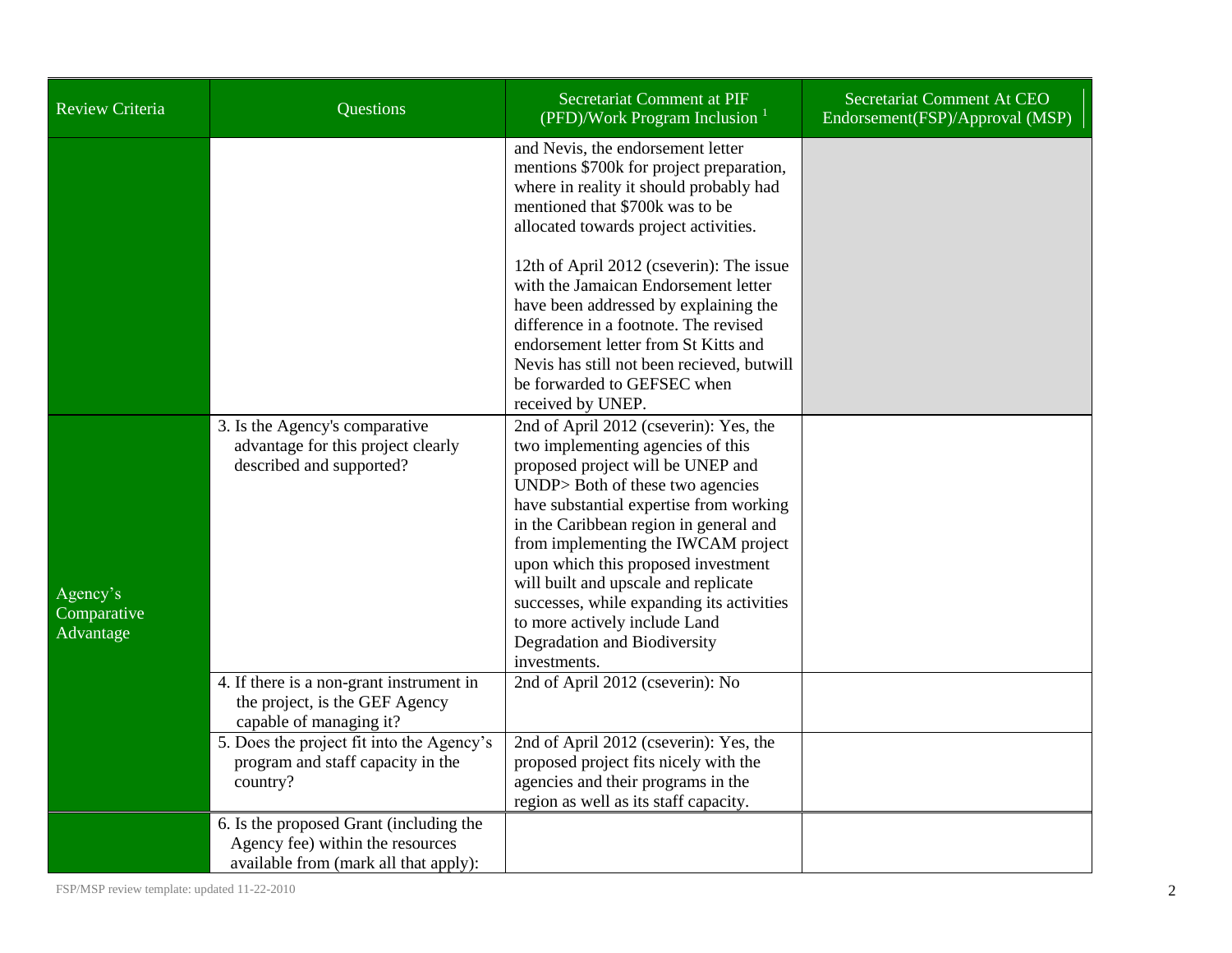| Review Criteria | Questions | Secretariat Comment at PIF (PFD)/Work Program Inclusion [1] | Secretariat Comment At CEO Endorsement(FSP)/Approval (MSP) |
|---|---|---|---|
| | | and Nevis, the endorsement letter mentions \$700k for project preparation, where in reality it should probably had mentioned that \$700k was to be allocated towards project activities.<br><br>12th of April 2012 (cseverin): The issue with the Jamaican Endorsement letter have been addressed by explaining the difference in a footnote. The revised endorsement letter from St Kitts and Nevis has still not been recieved, butwill be forwarded to GEFSEC when received by UNEP. | |
| Agency's Comparative Advantage | 3. Is the Agency's comparative advantage for this project clearly described and supported? | 2nd of April 2012 (cseverin): Yes, the two implementing agencies of this proposed project will be UNEP and UNDP> Both of these two agencies have substantial expertise from working in the Caribbean region in general and from implementing the IWCAM project upon which this proposed investment will built and upscale and replicate successes, while expanding its activities to more actively include Land Degradation and Biodiversity investments. | |
| | 4. If there is a non-grant instrument in the project, is the GEF Agency capable of managing it? | 2nd of April 2012 (cseverin): No | |
| | 5. Does the project fit into the Agency's program and staff capacity in the country? | 2nd of April 2012 (cseverin): Yes, the proposed project fits nicely with the agencies and their programs in the region as well as its staff capacity. | |
| | 6. Is the proposed Grant (including the Agency fee) within the resources available from (mark all that apply): | | |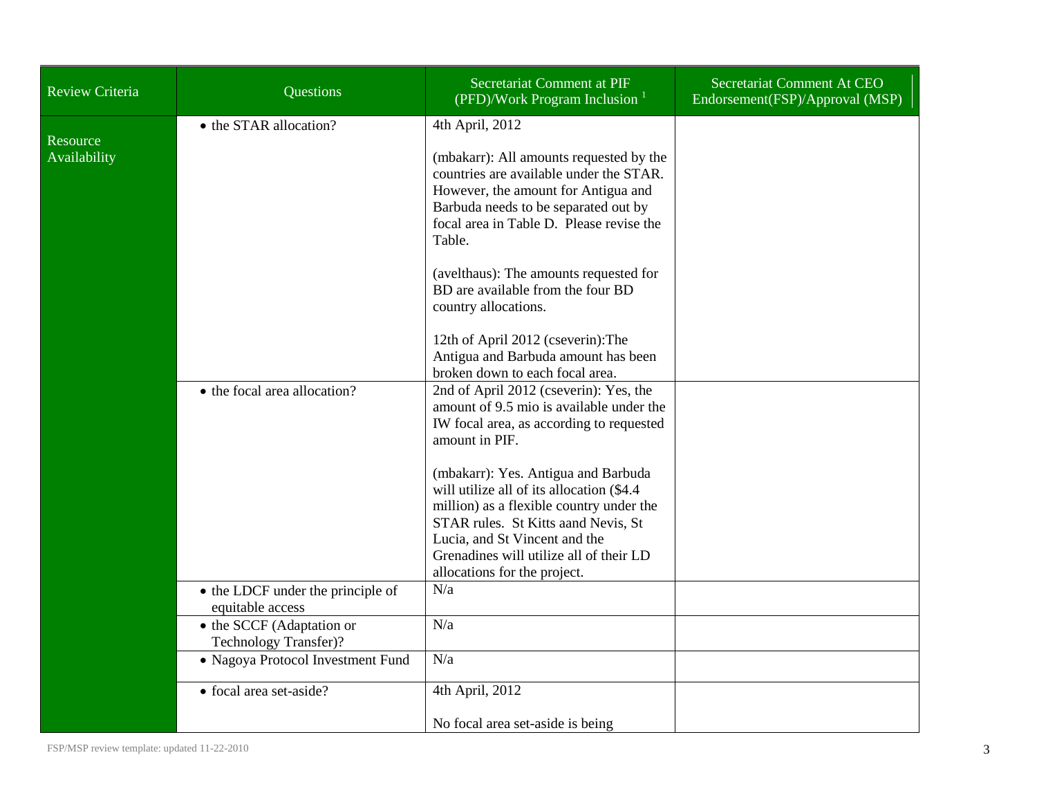| Review Criteria | Questions | Secretariat Comment at PIF (PFD)/Work Program Inclusion [1] | Secretariat Comment At CEO Endorsement(FSP)/Approval (MSP) |
|---|---|---|---|
| Resource Availability | • the STAR allocation? | 4th April, 2012<br><br>(mbakarr): All amounts requested by the countries are available under the STAR. However, the amount for Antigua and Barbuda needs to be separated out by focal area in Table D. Please revise the Table.<br><br>(avelthaus): The amounts requested for BD are available from the four BD country allocations.<br><br>12th of April 2012 (cseverin):The Antigua and Barbuda amount has been broken down to each focal area. | |
| | • the focal area allocation? | 2nd of April 2012 (cseverin): Yes, the amount of 9.5 mio is available under the IW focal area, as according to requested amount in PIF.<br><br>(mbakarr): Yes. Antigua and Barbuda will utilize all of its allocation ($4.4 million) as a flexible country under the STAR rules. St Kitts aand Nevis, St Lucia, and St Vincent and the Grenadines will utilize all of their LD allocations for the project. | |
| | • the LDCF under the principle of equitable access | N/a | |
| | • the SCCF (Adaptation or Technology Transfer)? | N/a | |
| | • Nagoya Protocol Investment Fund | N/a | |
| | • focal area set-aside? | 4th April, 2012<br><br>No focal area set-aside is being | |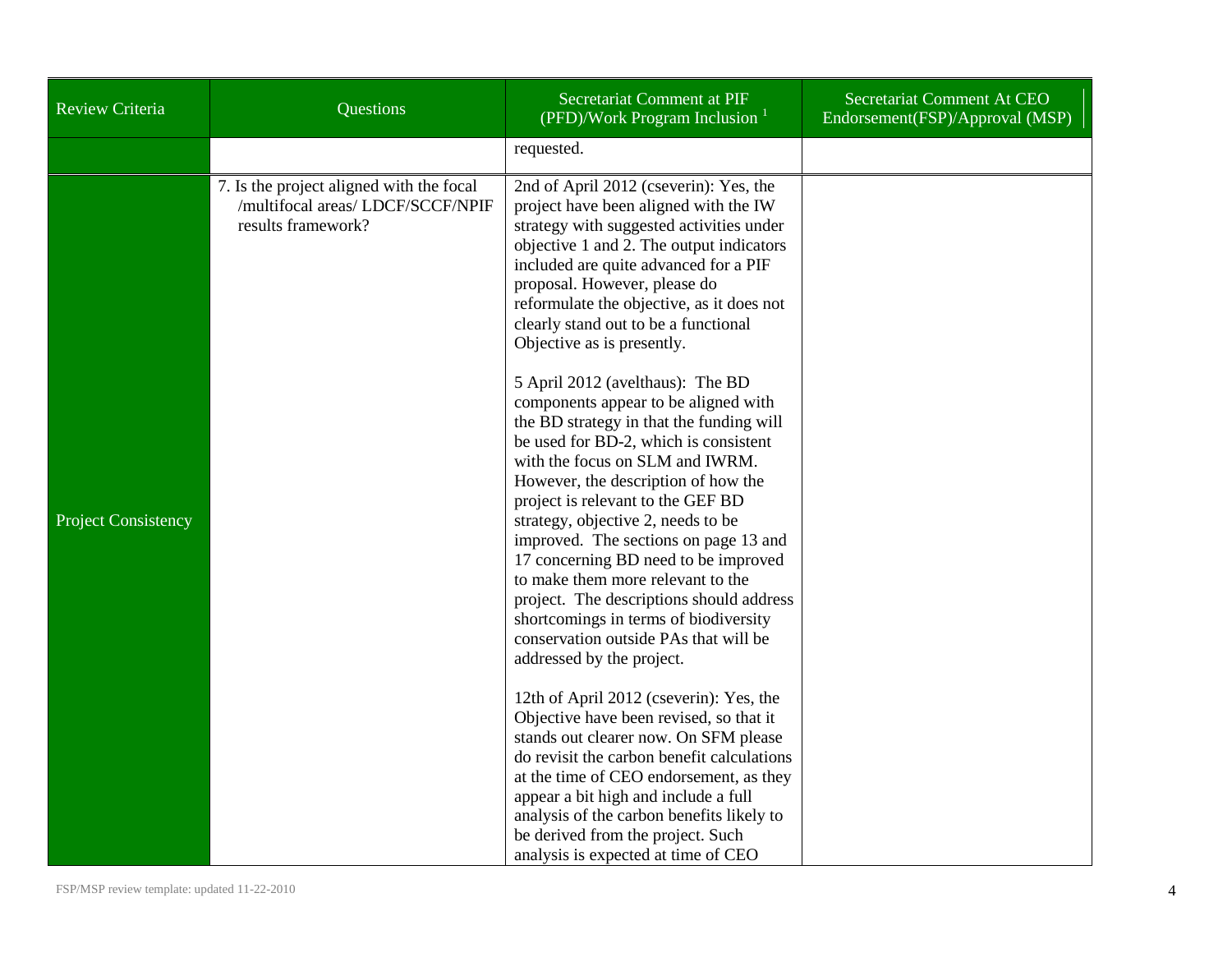| Review Criteria | Questions | Secretariat Comment at PIF (PFD)/Work Program Inclusion [1] | Secretariat Comment At CEO Endorsement(FSP)/Approval (MSP) |
|---|---|---|---|
| | | requested. | |
| Project Consistency | 7. Is the project aligned with the focal /multifocal areas/ LDCF/SCCF/NPIF results framework? | 2nd of April 2012 (cseverin): Yes, the project have been aligned with the IW strategy with suggested activities under objective 1 and 2. The output indicators included are quite advanced for a PIF proposal. However, please do reformulate the objective, as it does not clearly stand out to be a functional Objective as is presently.<br><br>5 April 2012 (avelthaus): The BD components appear to be aligned with the BD strategy in that the funding will be used for BD-2, which is consistent with the focus on SLM and IWRM. However, the description of how the project is relevant to the GEF BD strategy, objective 2, needs to be improved. The sections on page 13 and 17 concerning BD need to be improved to make them more relevant to the project. The descriptions should address shortcomings in terms of biodiversity conservation outside PAs that will be addressed by the project.<br><br>12th of April 2012 (cseverin): Yes, the Objective have been revised, so that it stands out clearer now. On SFM please do revisit the carbon benefit calculations at the time of CEO endorsement, as they appear a bit high and include a full analysis of the carbon benefits likely to be derived from the project. Such analysis is expected at time of CEO | |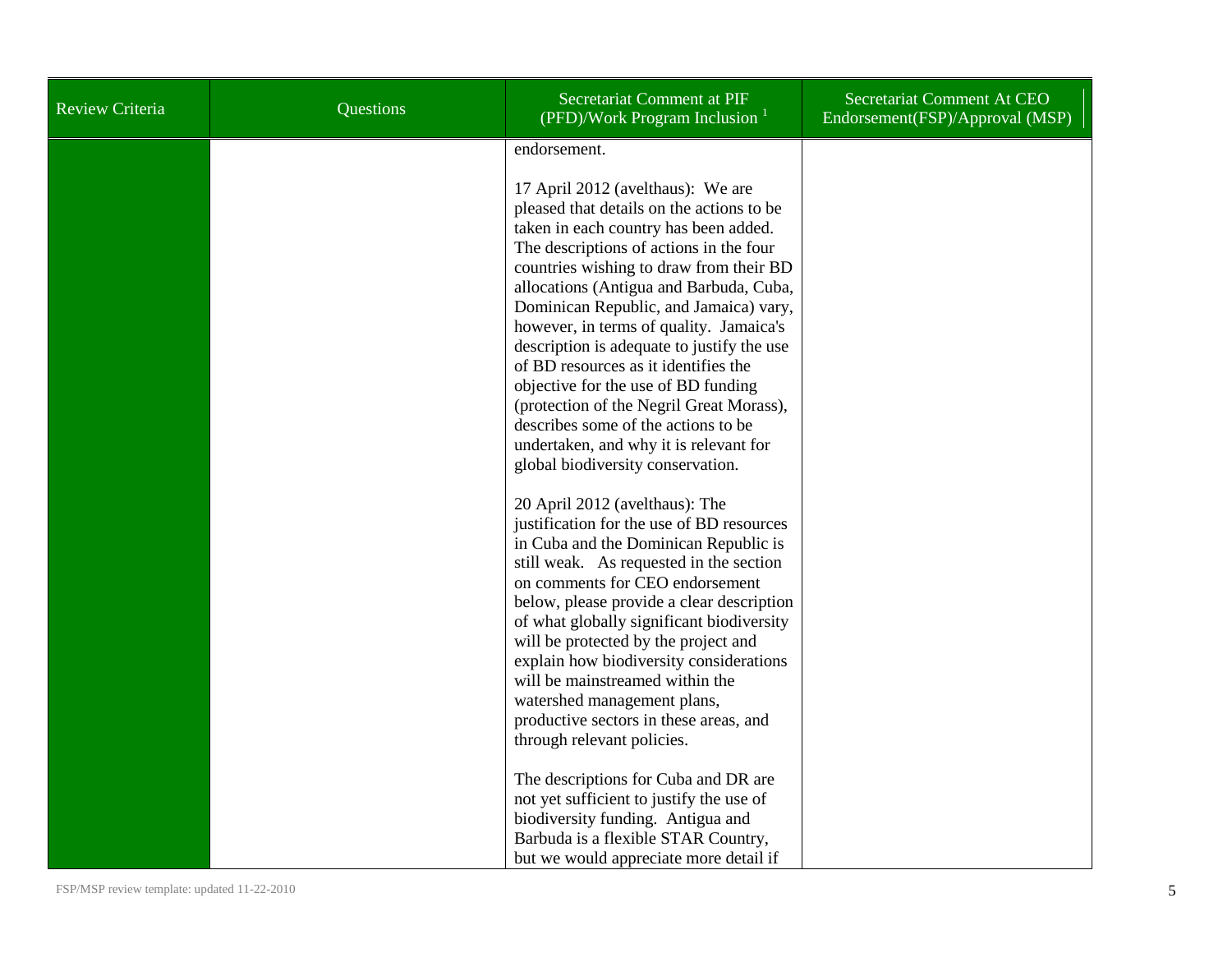| Review Criteria | Questions | Secretariat Comment at PIF (PFD)/Work Program Inclusion [1] | Secretariat Comment At CEO Endorsement(FSP)/Approval (MSP) |
|---|---|---|---|
| | | endorsement.<br><br>17 April 2012 (avelthaus): We are pleased that details on the actions to be taken in each country has been added. The descriptions of actions in the four countries wishing to draw from their BD allocations (Antigua and Barbuda, Cuba, Dominican Republic, and Jamaica) vary, however, in terms of quality. Jamaica's description is adequate to justify the use of BD resources as it identifies the objective for the use of BD funding (protection of the Negril Great Morass), describes some of the actions to be undertaken, and why it is relevant for global biodiversity conservation.<br><br>20 April 2012 (avelthaus): The justification for the use of BD resources in Cuba and the Dominican Republic is still weak. As requested in the section on comments for CEO endorsement below, please provide a clear description of what globally significant biodiversity will be protected by the project and explain how biodiversity considerations will be mainstreamed within the watershed management plans, productive sectors in these areas, and through relevant policies.<br><br>The descriptions for Cuba and DR are not yet sufficient to justify the use of biodiversity funding. Antigua and Barbuda is a flexible STAR Country, but we would appreciate more detail if | |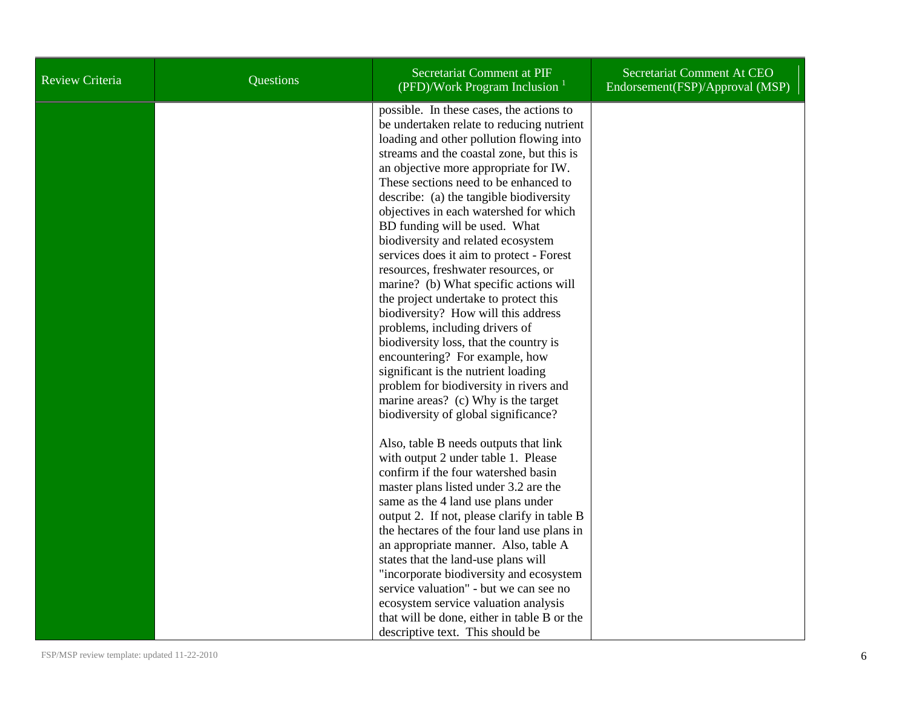| Review Criteria | Questions | Secretariat Comment at PIF (PFD)/Work Program Inclusion [1] | Secretariat Comment At CEO Endorsement(FSP)/Approval (MSP) |
|---|---|---|---|
| | | possible. In these cases, the actions to be undertaken relate to reducing nutrient loading and other pollution flowing into streams and the coastal zone, but this is an objective more appropriate for IW. These sections need to be enhanced to describe: (a) the tangible biodiversity objectives in each watershed for which BD funding will be used. What biodiversity and related ecosystem services does it aim to protect - Forest resources, freshwater resources, or marine? (b) What specific actions will the project undertake to protect this biodiversity? How will this address problems, including drivers of biodiversity loss, that the country is encountering? For example, how significant is the nutrient loading problem for biodiversity in rivers and marine areas? (c) Why is the target biodiversity of global significance?<br><br>Also, table B needs outputs that link with output 2 under table 1. Please confirm if the four watershed basin master plans listed under 3.2 are the same as the 4 land use plans under output 2. If not, please clarify in table B the hectares of the four land use plans in an appropriate manner. Also, table A states that the land-use plans will "incorporate biodiversity and ecosystem service valuation" - but we can see no ecosystem service valuation analysis that will be done, either in table B or the descriptive text. This should be | |

FSP/MSP review template: updated 11-22-2010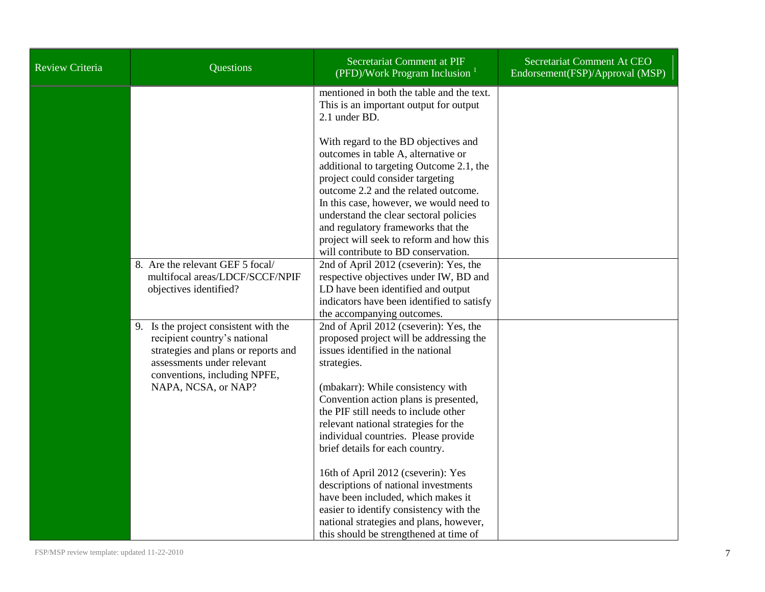| Review Criteria | Questions | Secretariat Comment at PIF (PFD)/Work Program Inclusion [1] | Secretariat Comment At CEO Endorsement(FSP)/Approval (MSP) |
|---|---|---|---|
| | | mentioned in both the table and the text. This is an important output for output 2.1 under BD.<br><br>With regard to the BD objectives and outcomes in table A, alternative or additional to targeting Outcome 2.1, the project could consider targeting outcome 2.2 and the related outcome. In this case, however, we would need to understand the clear sectoral policies and regulatory frameworks that the project will seek to reform and how this will contribute to BD conservation. | |
| | 8. Are the relevant GEF 5 focal/ multifocal areas/LDCF/SCCF/NPIF objectives identified? | 2nd of April 2012 (cseverin): Yes, the respective objectives under IW, BD and LD have been identified and output indicators have been identified to satisfy the accompanying outcomes. | |
| | 9. Is the project consistent with the recipient country's national strategies and plans or reports and assessments under relevant conventions, including NPFE, NAPA, NCSA, or NAP? | 2nd of April 2012 (cseverin): Yes, the proposed project will be addressing the issues identified in the national strategies.<br><br>(mbakarr): While consistency with Convention action plans is presented, the PIF still needs to include other relevant national strategies for the individual countries. Please provide brief details for each country.<br><br>16th of April 2012 (cseverin): Yes descriptions of national investments have been included, which makes it easier to identify consistency with the national strategies and plans, however, this should be strengthened at time of | |

FSP/MSP review template: updated 11-22-2010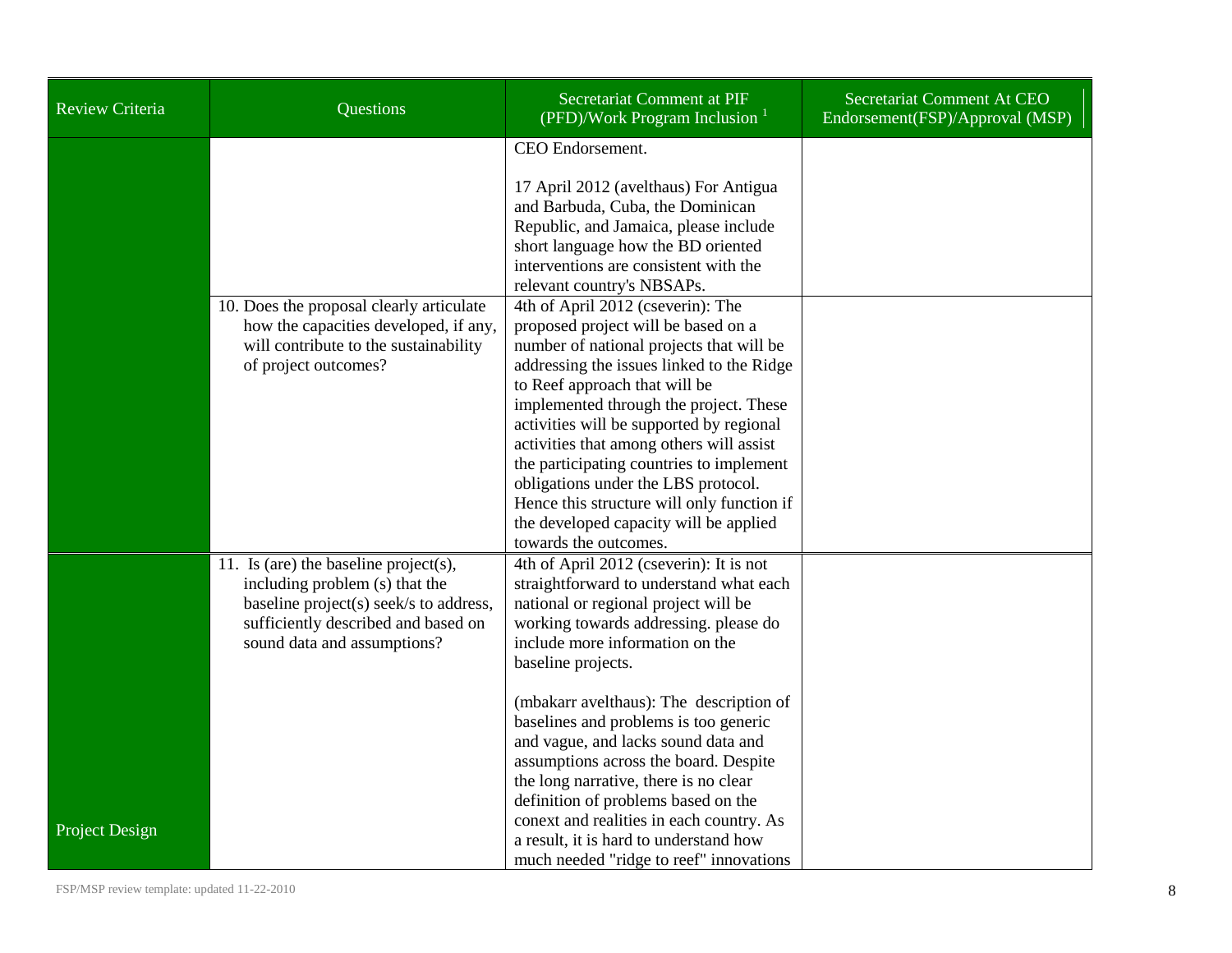| Review Criteria | Questions | Secretariat Comment at PIF (PFD)/Work Program Inclusion [1] | Secretariat Comment At CEO Endorsement(FSP)/Approval (MSP) |
|---|---|---|---|
| | | CEO Endorsement.<br><br>17 April 2012 (avelthaus) For Antigua and Barbuda, Cuba, the Dominican Republic, and Jamaica, please include short language how the BD oriented interventions are consistent with the relevant country's NBSAPs. | |
| | 10. Does the proposal clearly articulate how the capacities developed, if any, will contribute to the sustainability of project outcomes? | 4th of April 2012 (cseverin): The proposed project will be based on a number of national projects that will be addressing the issues linked to the Ridge to Reef approach that will be implemented through the project. These activities will be supported by regional activities that among others will assist the participating countries to implement obligations under the LBS protocol. Hence this structure will only function if the developed capacity will be applied towards the outcomes. | |
| Project Design | 11. Is (are) the baseline project(s), including problem (s) that the baseline project(s) seek/s to address, sufficiently described and based on sound data and assumptions? | 4th of April 2012 (cseverin): It is not straightforward to understand what each national or regional project will be working towards addressing. please do include more information on the baseline projects.<br><br>(mbakarr avelthaus): The description of baselines and problems is too generic and vague, and lacks sound data and assumptions across the board. Despite the long narrative, there is no clear definition of problems based on the conext and realities in each country. As a result, it is hard to understand how much needed "ridge to reef" innovations | |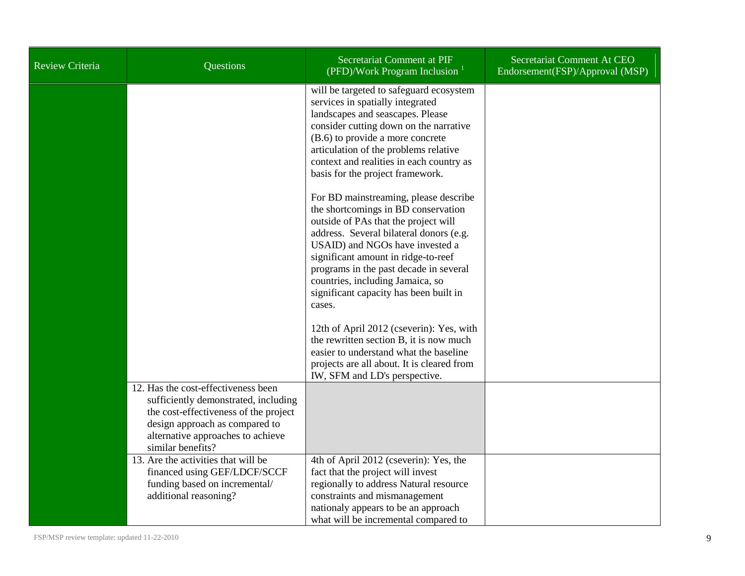| Review Criteria | Questions | Secretariat Comment at PIF (PFD)/Work Program Inclusion [1] | Secretariat Comment At CEO Endorsement(FSP)/Approval (MSP) |
|---|---|---|---|
| | | will be targeted to safeguard ecosystem services in spatially integrated landscapes and seascapes. Please consider cutting down on the narrative (B.6) to provide a more concrete articulation of the problems relative context and realities in each country as basis for the project framework.<br><br>For BD mainstreaming, please describe the shortcomings in BD conservation outside of PAs that the project will address. Several bilateral donors (e.g. USAID) and NGOs have invested a significant amount in ridge-to-reef programs in the past decade in several countries, including Jamaica, so significant capacity has been built in cases.<br><br>12th of April 2012 (cseverin): Yes, with the rewritten section B, it is now much easier to understand what the baseline projects are all about. It is cleared from IW, SFM and LD's perspective. | |
| | 12. Has the cost-effectiveness been sufficiently demonstrated, including the cost-effectiveness of the project design approach as compared to alternative approaches to achieve similar benefits? | | |
| | 13. Are the activities that will be financed using GEF/LDCF/SCCF funding based on incremental/ additional reasoning? | 4th of April 2012 (cseverin): Yes, the fact that the project will invest regionally to address Natural resource constraints and mismanagement nationaly appears to be an approach what will be incremental compared to | |

FSP/MSP review template: updated 11-22-2010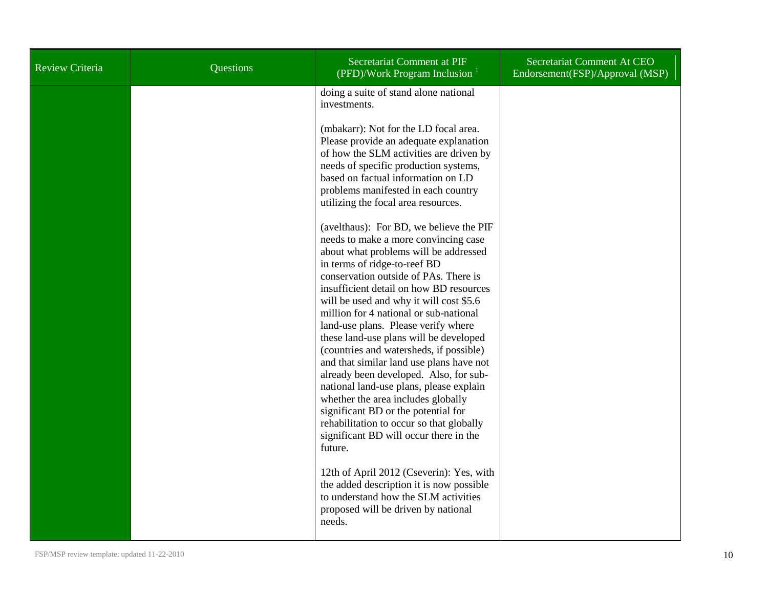| Review Criteria | Questions | Secretariat Comment at PIF (PFD)/Work Program Inclusion [1] | Secretariat Comment At CEO Endorsement(FSP)/Approval (MSP) |
|---|---|---|---|
| | | doing a suite of stand alone national investments.<br><br>(mbakarr): Not for the LD focal area. Please provide an adequate explanation of how the SLM activities are driven by needs of specific production systems, based on factual information on LD problems manifested in each country utilizing the focal area resources.<br><br>(avelthaus): For BD, we believe the PIF needs to make a more convincing case about what problems will be addressed in terms of ridge-to-reef BD conservation outside of PAs. There is insufficient detail on how BD resources will be used and why it will cost $5.6 million for 4 national or sub-national land-use plans. Please verify where these land-use plans will be developed (countries and watersheds, if possible) and that similar land use plans have not already been developed. Also, for sub-national land-use plans, please explain whether the area includes globally significant BD or the potential for rehabilitation to occur so that globally significant BD will occur there in the future.<br><br>12th of April 2012 (Cseverin): Yes, with the added description it is now possible to understand how the SLM activities proposed will be driven by national needs. | |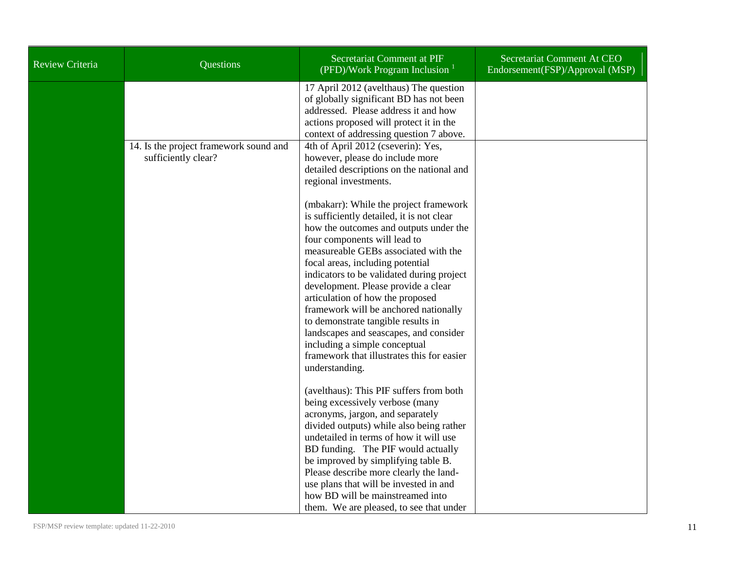| Review Criteria | Questions | Secretariat Comment at PIF (PFD)/Work Program Inclusion [1] | Secretariat Comment At CEO Endorsement(FSP)/Approval (MSP) |
|---|---|---|---|
| | | 17 April 2012 (avelthaus) The question of globally significant BD has not been addressed. Please address it and how actions proposed will protect it in the context of addressing question 7 above. | |
| | 14. Is the project framework sound and sufficiently clear? | 4th of April 2012 (cseverin): Yes, however, please do include more detailed descriptions on the national and regional investments.<br><br>(mbakarr): While the project framework is sufficiently detailed, it is not clear how the outcomes and outputs under the four components will lead to measureable GEBs associated with the focal areas, including potential indicators to be validated during project development. Please provide a clear articulation of how the proposed framework will be anchored nationally to demonstrate tangible results in landscapes and seascapes, and consider including a simple conceptual framework that illustrates this for easier understanding.<br><br>(avelthaus): This PIF suffers from both being excessively verbose (many acronyms, jargon, and separately divided outputs) while also being rather undetailed in terms of how it will use BD funding. The PIF would actually be improved by simplifying table B. Please describe more clearly the land-use plans that will be invested in and how BD will be mainstreamed into them. We are pleased, to see that under | |

FSP/MSP review template: updated 11-22-2010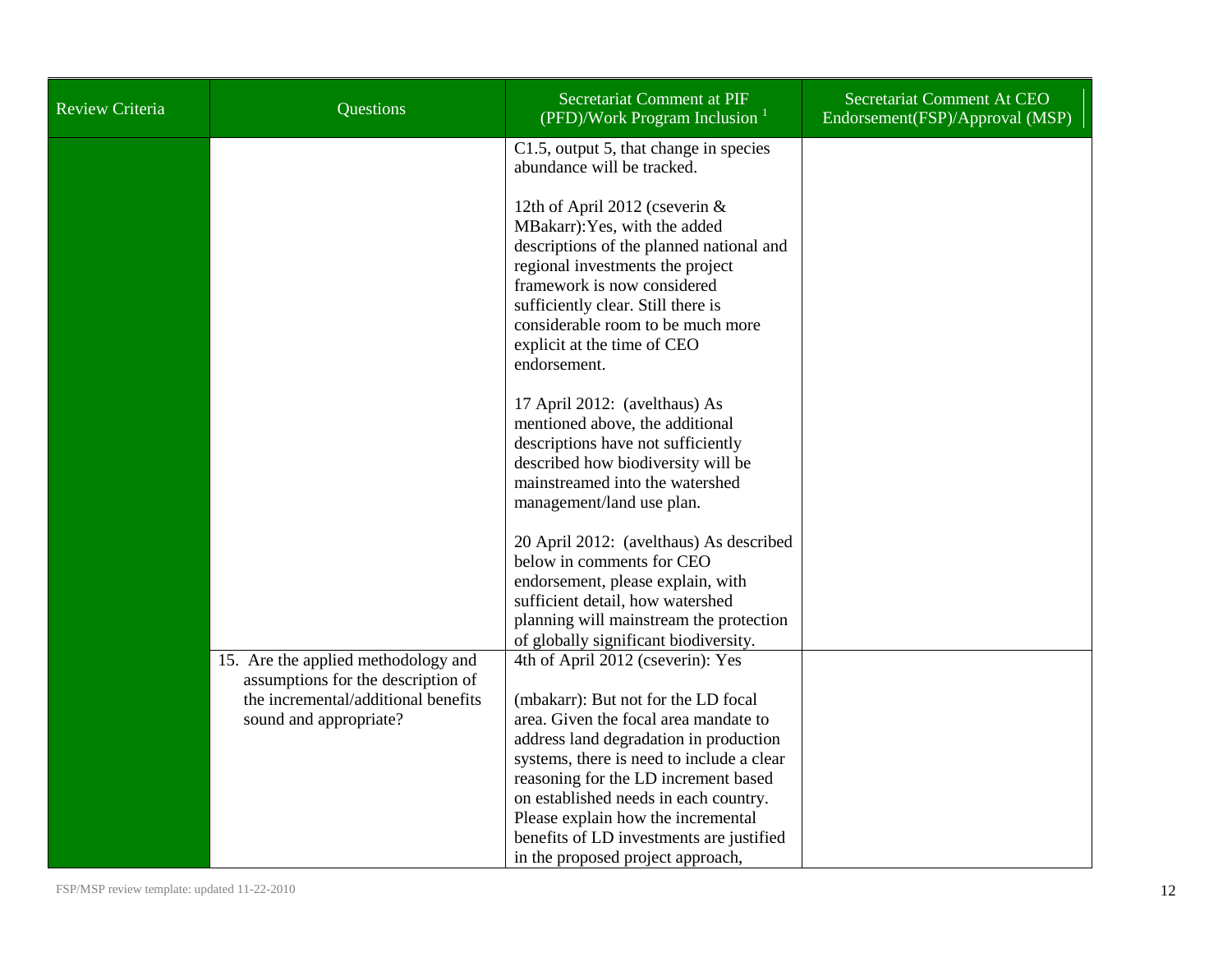| Review Criteria | Questions | Secretariat Comment at PIF (PFD)/Work Program Inclusion [1] | Secretariat Comment At CEO Endorsement(FSP)/Approval (MSP) |
|---|---|---|---|
| | | C1.5, output 5, that change in species abundance will be tracked.<br><br>12th of April 2012 (cseverin & MBakarr):Yes, with the added descriptions of the planned national and regional investments the project framework is now considered sufficiently clear. Still there is considerable room to be much more explicit at the time of CEO endorsement.<br><br>17 April 2012: (avelthaus) As mentioned above, the additional descriptions have not sufficiently described how biodiversity will be mainstreamed into the watershed management/land use plan.<br><br>20 April 2012: (avelthaus) As described below in comments for CEO endorsement, please explain, with sufficient detail, how watershed planning will mainstream the protection of globally significant biodiversity. | |
| | 15. Are the applied methodology and assumptions for the description of the incremental/additional benefits sound and appropriate? | 4th of April 2012 (cseverin): Yes<br><br>(mbakarr): But not for the LD focal area. Given the focal area mandate to address land degradation in production systems, there is need to include a clear reasoning for the LD increment based on established needs in each country. Please explain how the incremental benefits of LD investments are justified in the proposed project approach, | |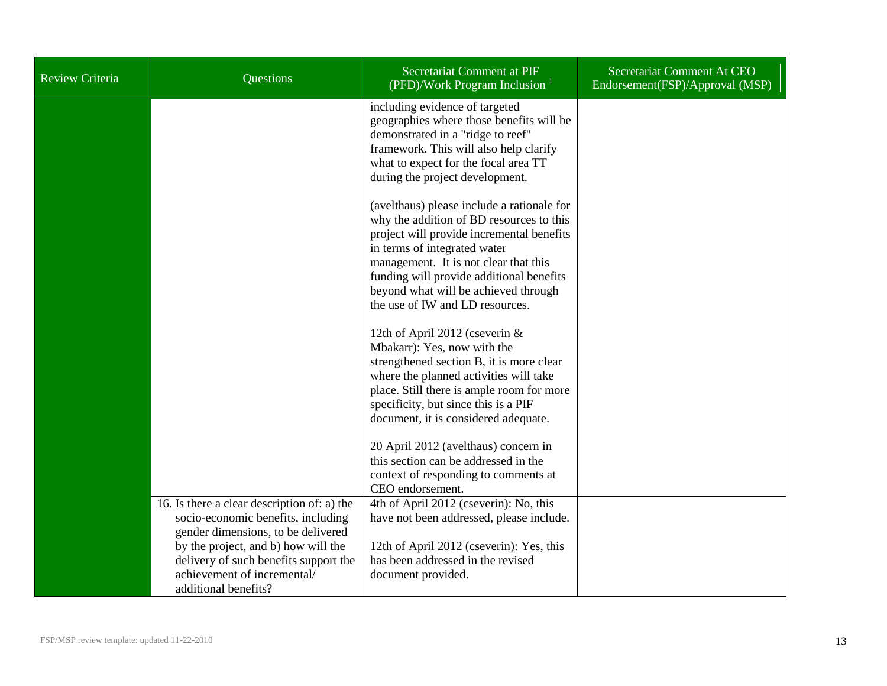| Review Criteria | Questions | Secretariat Comment at PIF (PFD)/Work Program Inclusion [1] | Secretariat Comment At CEO Endorsement(FSP)/Approval (MSP) |
|---|---|---|---|
| | | including evidence of targeted geographies where those benefits will be demonstrated in a "ridge to reef" framework. This will also help clarify what to expect for the focal area TT during the project development.<br><br>(avelthaus) please include a rationale for why the addition of BD resources to this project will provide incremental benefits in terms of integrated water management. It is not clear that this funding will provide additional benefits beyond what will be achieved through the use of IW and LD resources.<br><br>12th of April 2012 (cseverin & Mbakarr): Yes, now with the strengthened section B, it is more clear where the planned activities will take place. Still there is ample room for more specificity, but since this is a PIF document, it is considered adequate.<br><br>20 April 2012 (avelthaus) concern in this section can be addressed in the context of responding to comments at CEO endorsement. | |
| | 16. Is there a clear description of: a) the socio-economic benefits, including gender dimensions, to be delivered by the project, and b) how will the delivery of such benefits support the achievement of incremental/ additional benefits? | 4th of April 2012 (cseverin): No, this have not been addressed, please include.<br><br>12th of April 2012 (cseverin): Yes, this has been addressed in the revised document provided. | |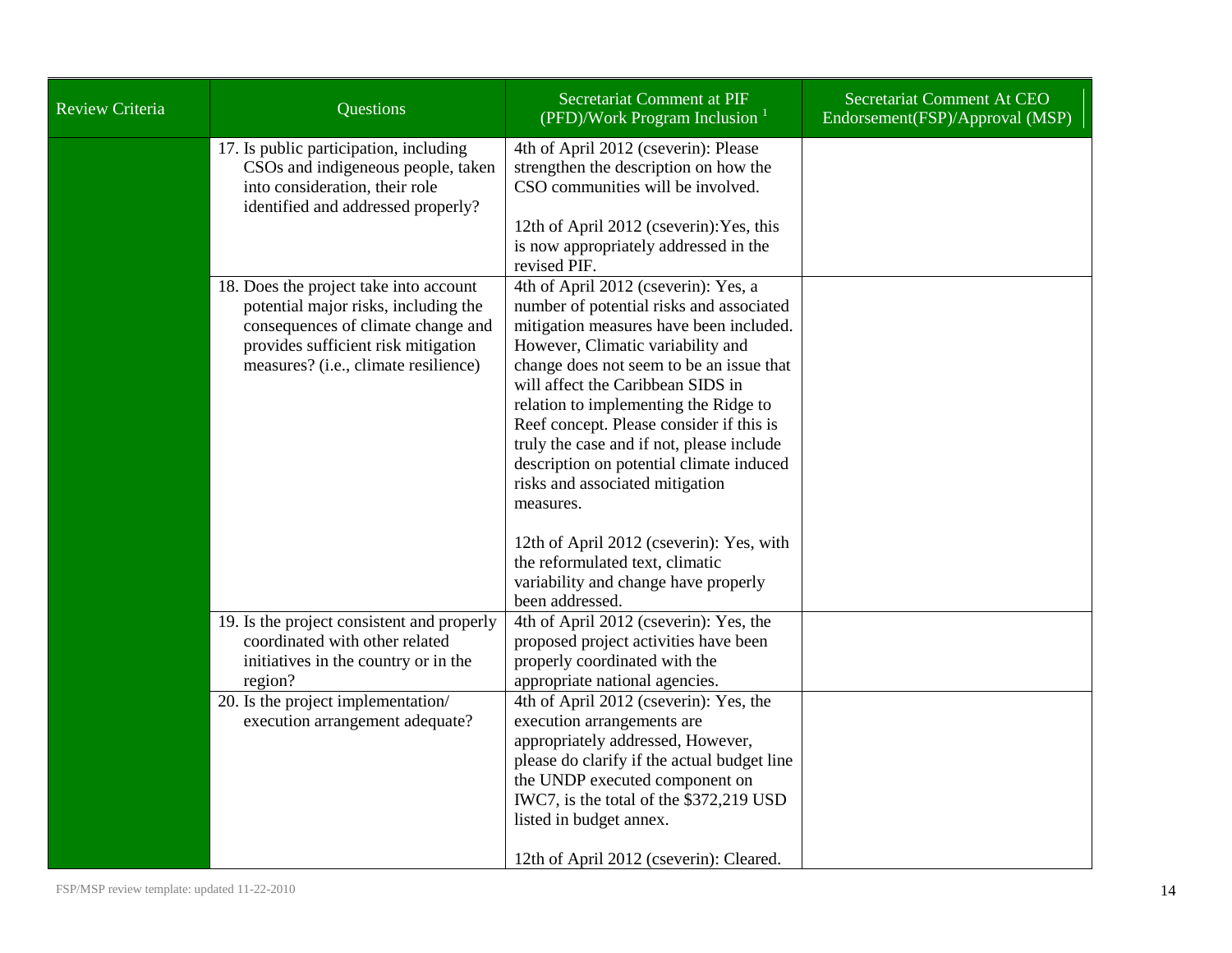| Review Criteria | Questions | Secretariat Comment at PIF (PFD)/Work Program Inclusion [1] | Secretariat Comment At CEO Endorsement(FSP)/Approval (MSP) |
|---|---|---|---|
| | 17. Is public participation, including CSOs and indigeneous people, taken into consideration, their role identified and addressed properly? | 4th of April 2012 (cseverin): Please strengthen the description on how the CSO communities will be involved.<br><br>12th of April 2012 (cseverin):Yes, this is now appropriately addressed in the revised PIF. | |
| | 18. Does the project take into account potential major risks, including the consequences of climate change and provides sufficient risk mitigation measures? (i.e., climate resilience) | 4th of April 2012 (cseverin): Yes, a number of potential risks and associated mitigation measures have been included. However, Climatic variability and change does not seem to be an issue that will affect the Caribbean SIDS in relation to implementing the Ridge to Reef concept. Please consider if this is truly the case and if not, please include description on potential climate induced risks and associated mitigation measures.<br><br>12th of April 2012 (cseverin): Yes, with the reformulated text, climatic variability and change have properly been addressed. | |
| | 19. Is the project consistent and properly coordinated with other related initiatives in the country or in the region? | 4th of April 2012 (cseverin): Yes, the proposed project activities have been properly coordinated with the appropriate national agencies. | |
| | 20. Is the project implementation/ execution arrangement adequate? | 4th of April 2012 (cseverin): Yes, the execution arrangements are appropriately addressed, However, please do clarify if the actual budget line the UNDP executed component on IWC7, is the total of the $372,219 USD listed in budget annex.<br><br>12th of April 2012 (cseverin): Cleared. | |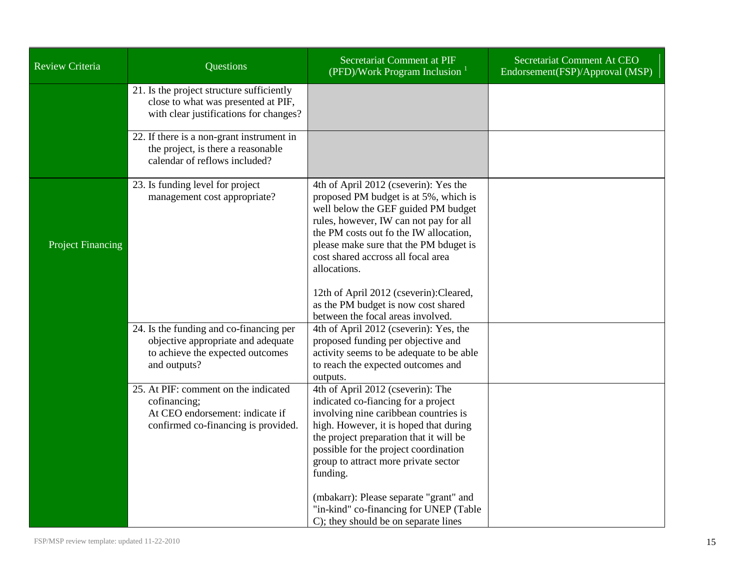| Review Criteria | Questions | Secretariat Comment at PIF (PFD)/Work Program Inclusion [1] | Secretariat Comment At CEO Endorsement(FSP)/Approval (MSP) |
|---|---|---|---|
| | 21. Is the project structure sufficiently close to what was presented at PIF, with clear justifications for changes? | | |
| | 22. If there is a non-grant instrument in the project, is there a reasonable calendar of reflows included? | | |
| Project Financing | 23. Is funding level for project management cost appropriate? | 4th of April 2012 (cseverin): Yes the proposed PM budget is at 5%, which is well below the GEF guided PM budget rules, however, IW can not pay for all the PM costs out fo the IW allocation, please make sure that the PM bduget is cost shared accross all focal area allocations.<br><br>12th of April 2012 (cseverin):Cleared, as the PM budget is now cost shared between the focal areas involved. | |
| | 24. Is the funding and co-financing per objective appropriate and adequate to achieve the expected outcomes and outputs? | 4th of April 2012 (cseverin): Yes, the proposed funding per objective and activity seems to be adequate to be able to reach the expected outcomes and outputs. | |
| | 25. At PIF: comment on the indicated cofinancing;<br>At CEO endorsement: indicate if confirmed co-financing is provided. | 4th of April 2012 (cseverin): The indicated co-fiancing for a project involving nine caribbean countries is high. However, it is hoped that during the project preparation that it will be possible for the project coordination group to attract more private sector funding.<br><br>(mbakarr): Please separate "grant" and "in-kind" co-financing for UNEP (Table C); they should be on separate lines | |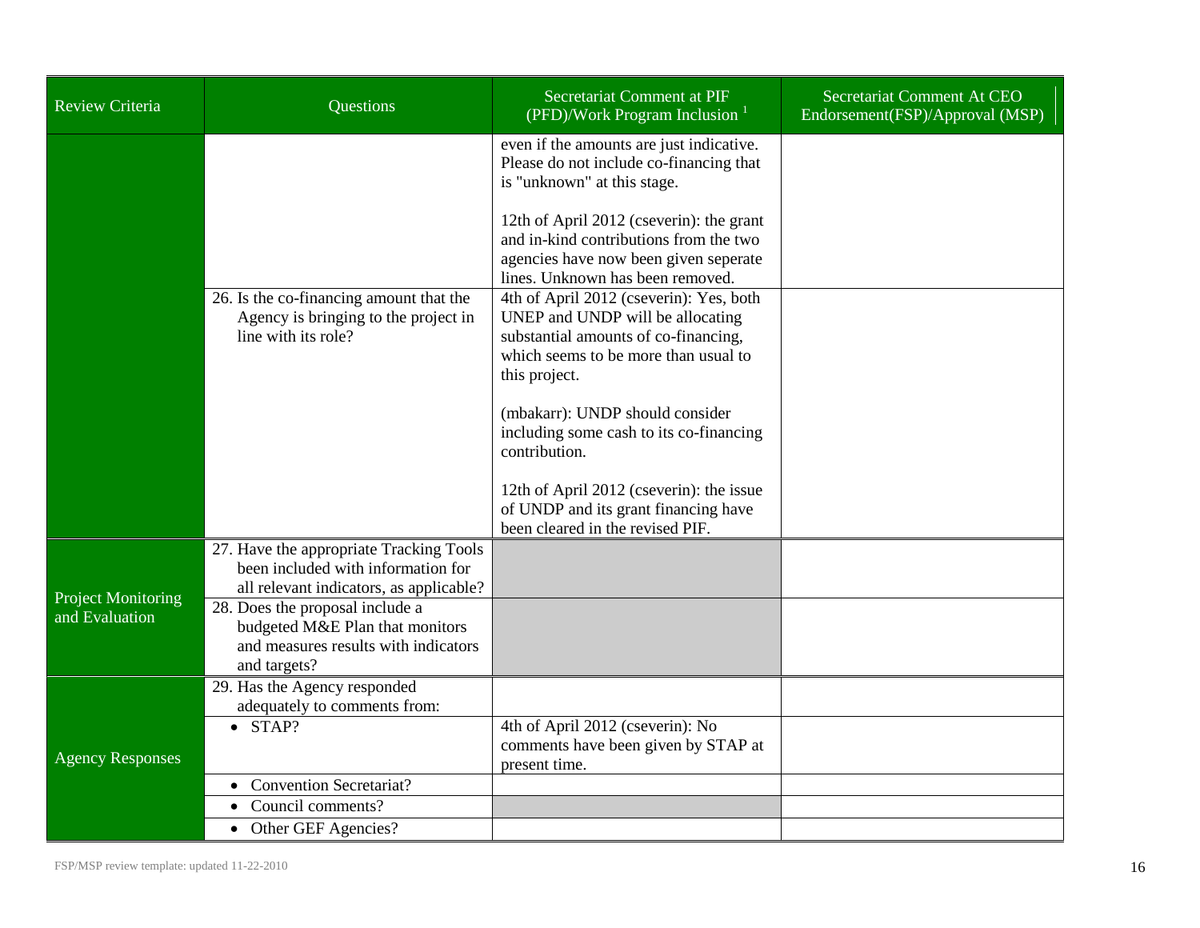| Review Criteria | Questions | Secretariat Comment at PIF (PFD)/Work Program Inclusion [1] | Secretariat Comment At CEO Endorsement(FSP)/Approval (MSP) |
|---|---|---|---|
| | | even if the amounts are just indicative. Please do not include co-financing that is "unknown" at this stage.<br><br>12th of April 2012 (cseverin): the grant and in-kind contributions from the two agencies have now been given seperate lines. Unknown has been removed. | |
| | 26. Is the co-financing amount that the Agency is bringing to the project in line with its role? | 4th of April 2012 (cseverin): Yes, both UNEP and UNDP will be allocating substantial amounts of co-financing, which seems to be more than usual to this project.<br><br>(mbakarr): UNDP should consider including some cash to its co-financing contribution.<br><br>12th of April 2012 (cseverin): the issue of UNDP and its grant financing have been cleared in the revised PIF. | |
| Project Monitoring and Evaluation | 27. Have the appropriate Tracking Tools been included with information for all relevant indicators, as applicable? | | |
| | 28. Does the proposal include a budgeted M&E Plan that monitors and measures results with indicators and targets? | | |
| Agency Responses | 29. Has the Agency responded adequately to comments from: | | |
| | • STAP? | 4th of April 2012 (cseverin): No comments have been given by STAP at present time. | |
| | • Convention Secretariat? | | |
| | • Council comments? | | |
| | • Other GEF Agencies? | | |

FSP/MSP review template: updated 11-22-2010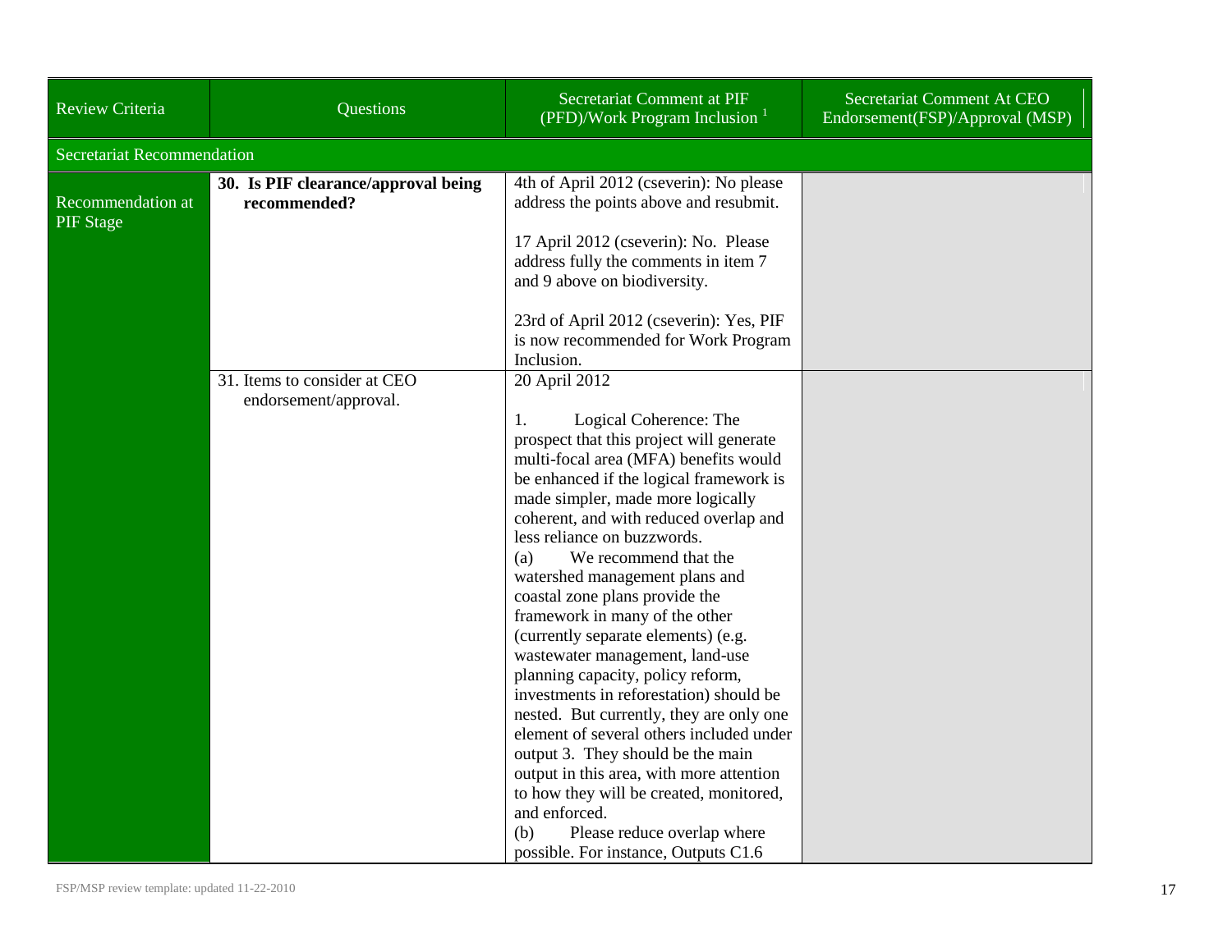| Review Criteria | Questions | Secretariat Comment at PIF (PFD)/Work Program Inclusion [1] | Secretariat Comment At CEO Endorsement(FSP)/Approval (MSP) |
|---|---|---|---|
| Secretariat Recommendation | | | |
| Recommendation at PIF Stage | **30. Is PIF clearance/approval being recommended?** | 4th of April 2012 (cseverin): No please address the points above and resubmit.<br><br>17 April 2012 (cseverin): No. Please address fully the comments in item 7 and 9 above on biodiversity.<br><br>23rd of April 2012 (cseverin): Yes, PIF is now recommended for Work Program Inclusion. | |
| | 31. Items to consider at CEO endorsement/approval. | 20 April 2012<br><br>1. Logical Coherence: The prospect that this project will generate multi-focal area (MFA) benefits would be enhanced if the logical framework is made simpler, made more logically coherent, and with reduced overlap and less reliance on buzzwords.<br>(a) We recommend that the watershed management plans and coastal zone plans provide the framework in many of the other (currently separate elements) (e.g. wastewater management, land-use planning capacity, policy reform, investments in reforestation) should be nested. But currently, they are only one element of several others included under output 3. They should be the main output in this area, with more attention to how they will be created, monitored, and enforced.<br>(b) Please reduce overlap where possible. For instance, Outputs C1.6 | |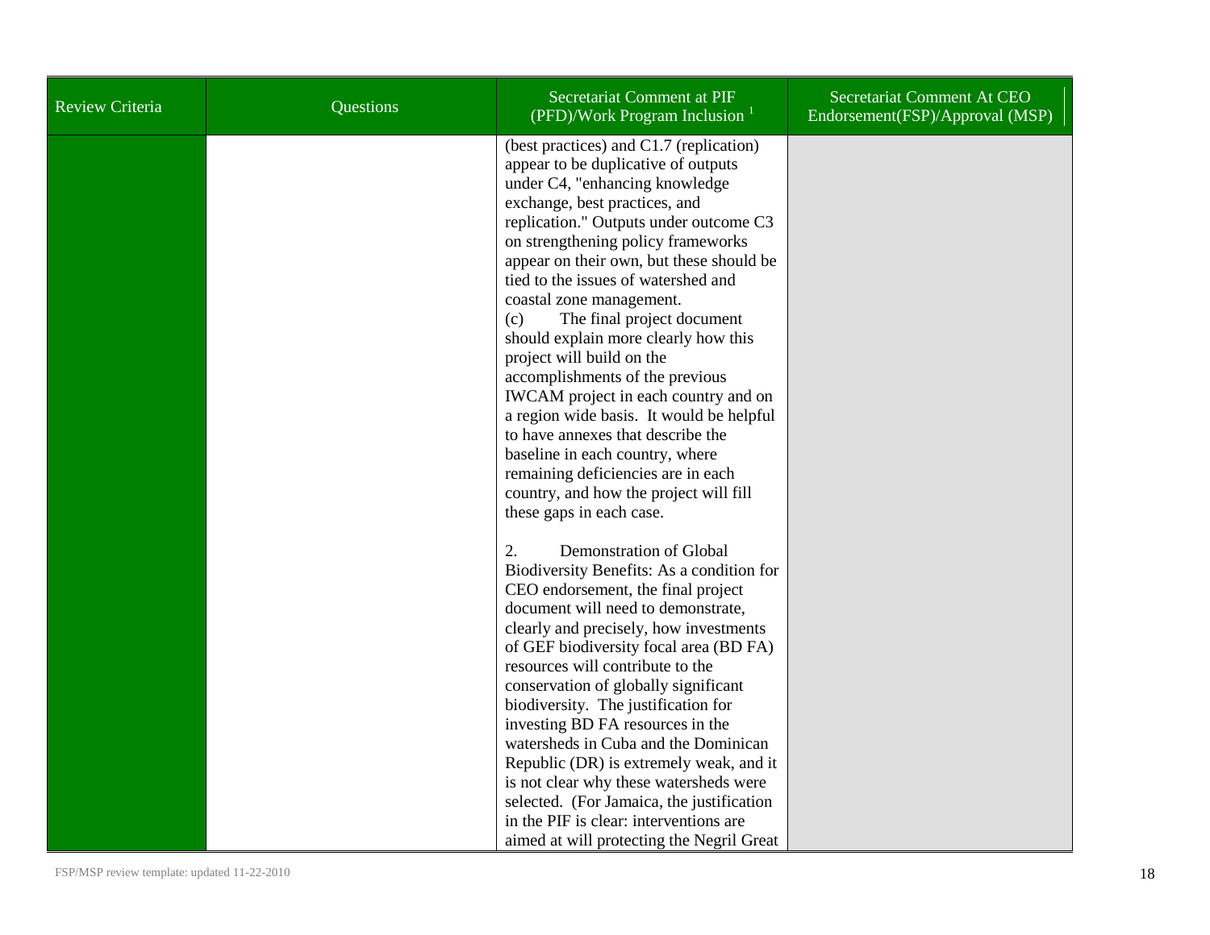| Review Criteria | Questions | Secretariat Comment at PIF (PFD)/Work Program Inclusion [1] | Secretariat Comment At CEO Endorsement(FSP)/Approval (MSP) |
|---|---|---|---|
| | | (best practices) and C1.7 (replication) appear to be duplicative of outputs under C4, "enhancing knowledge exchange, best practices, and replication." Outputs under outcome C3 on strengthening policy frameworks appear on their own, but these should be tied to the issues of watershed and coastal zone management.<br>(c) The final project document should explain more clearly how this project will build on the accomplishments of the previous IWCAM project in each country and on a region wide basis. It would be helpful to have annexes that describe the baseline in each country, where remaining deficiencies are in each country, and how the project will fill these gaps in each case.<br><br>2. Demonstration of Global Biodiversity Benefits: As a condition for CEO endorsement, the final project document will need to demonstrate, clearly and precisely, how investments of GEF biodiversity focal area (BD FA) resources will contribute to the conservation of globally significant biodiversity. The justification for investing BD FA resources in the watersheds in Cuba and the Dominican Republic (DR) is extremely weak, and it is not clear why these watersheds were selected. (For Jamaica, the justification in the PIF is clear: interventions are aimed at will protecting the Negril Great | |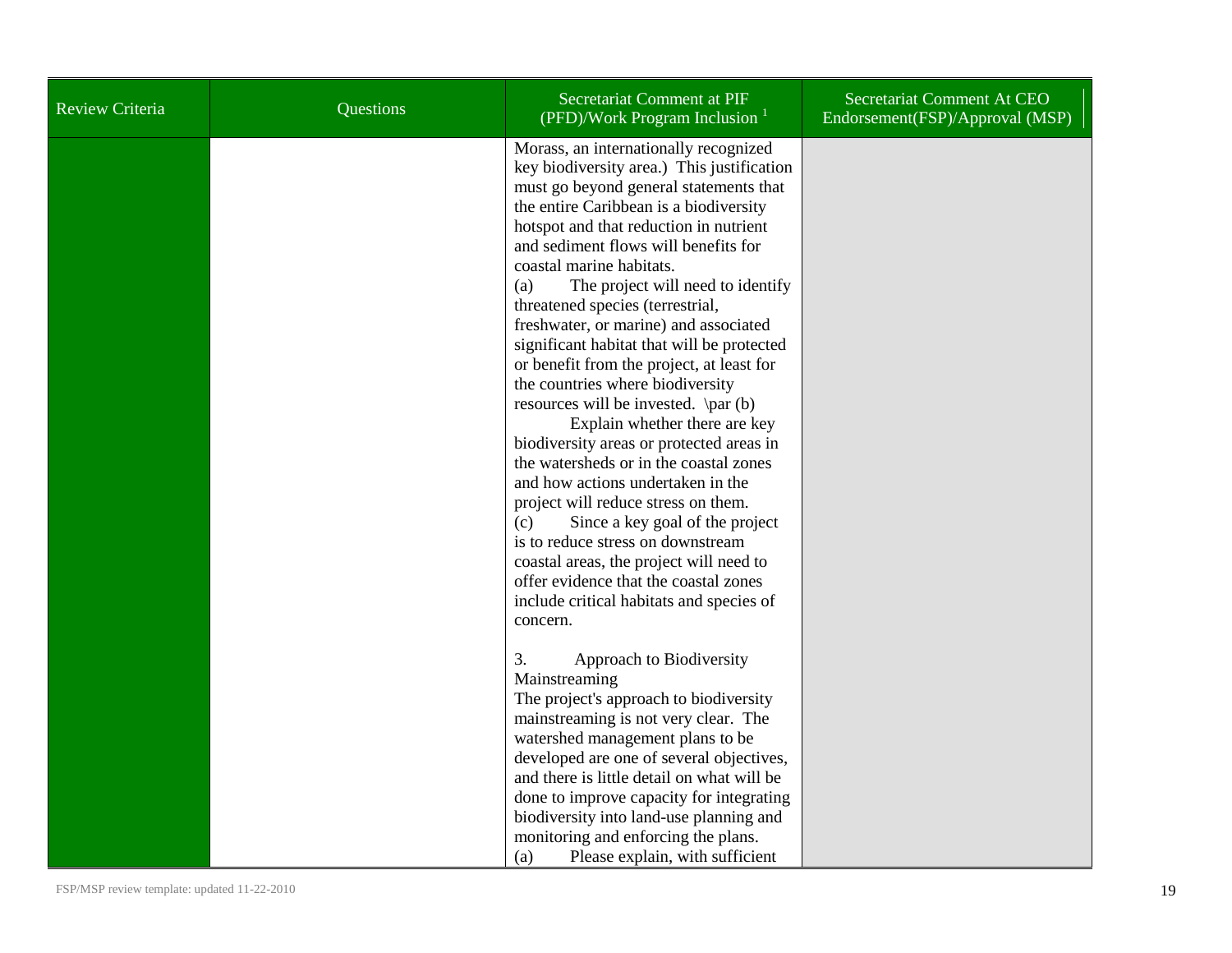| Review Criteria | Questions | Secretariat Comment at PIF (PFD)/Work Program Inclusion [1] | Secretariat Comment At CEO Endorsement(FSP)/Approval (MSP) |
|---|---|---|---|
| | | Morass, an internationally recognized key biodiversity area.) This justification must go beyond general statements that the entire Caribbean is a biodiversity hotspot and that reduction in nutrient and sediment flows will benefits for coastal marine habitats.<br>(a) The project will need to identify threatened species (terrestrial, freshwater, or marine) and associated significant habitat that will be protected or benefit from the project, at least for the countries where biodiversity resources will be invested. \par (b) Explain whether there are key biodiversity areas or protected areas in the watersheds or in the coastal zones and how actions undertaken in the project will reduce stress on them.<br>(c) Since a key goal of the project is to reduce stress on downstream coastal areas, the project will need to offer evidence that the coastal zones include critical habitats and species of concern.<br><br>3. Approach to Biodiversity Mainstreaming<br>The project's approach to biodiversity mainstreaming is not very clear. The watershed management plans to be developed are one of several objectives, and there is little detail on what will be done to improve capacity for integrating biodiversity into land-use planning and monitoring and enforcing the plans.<br>(a) Please explain, with sufficient | |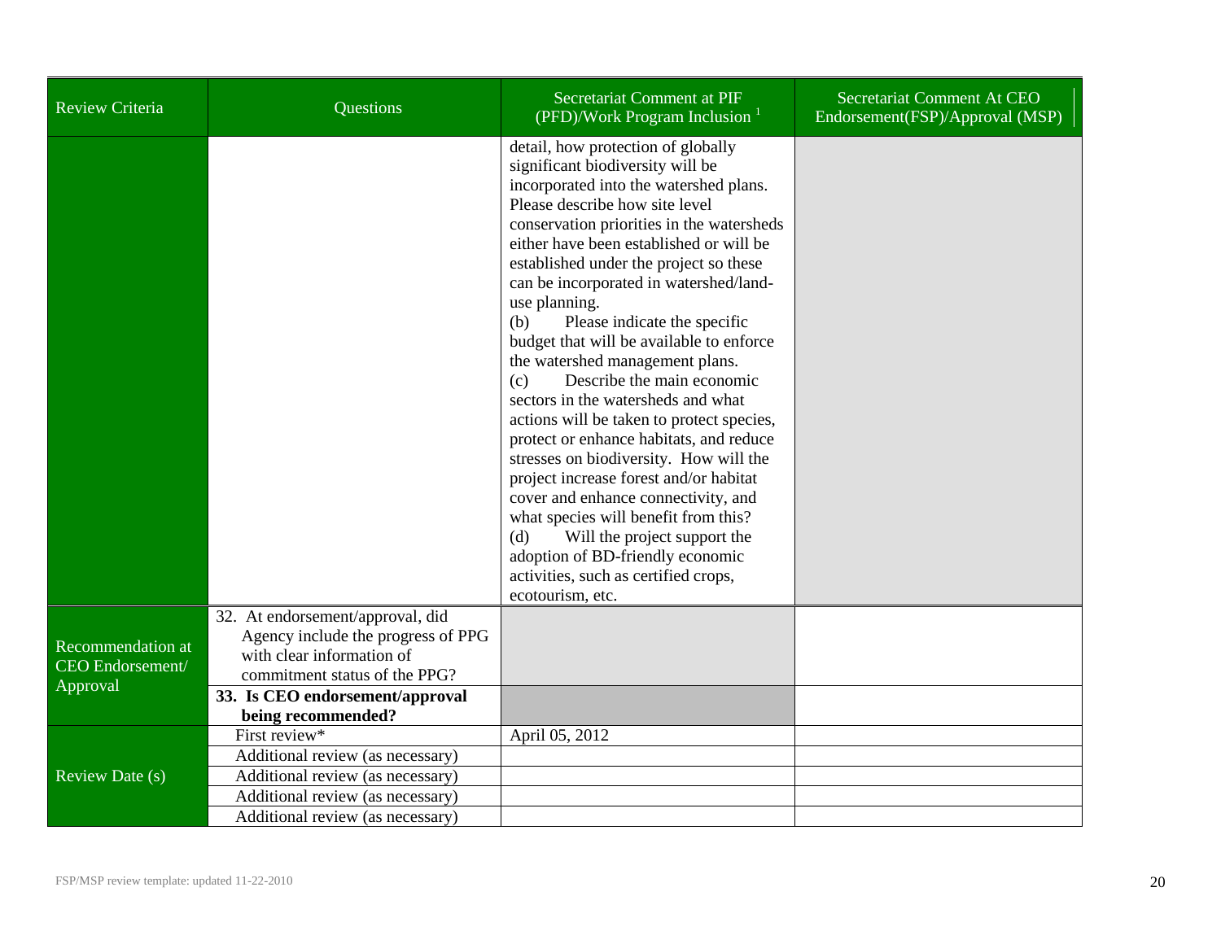| Review Criteria | Questions | Secretariat Comment at PIF (PFD)/Work Program Inclusion [1] | Secretariat Comment At CEO Endorsement(FSP)/Approval (MSP) |
|---|---|---|---|
| | | detail, how protection of globally significant biodiversity will be incorporated into the watershed plans. Please describe how site level conservation priorities in the watersheds either have been established or will be established under the project so these can be incorporated in watershed/land-use planning.<br>(b) Please indicate the specific budget that will be available to enforce the watershed management plans.<br>(c) Describe the main economic sectors in the watersheds and what actions will be taken to protect species, protect or enhance habitats, and reduce stresses on biodiversity. How will the project increase forest and/or habitat cover and enhance connectivity, and what species will benefit from this?<br>(d) Will the project support the adoption of BD-friendly economic activities, such as certified crops, ecotourism, etc. | |
| Recommendation at CEO Endorsement/ Approval | 32. At endorsement/approval, did Agency include the progress of PPG with clear information of commitment status of the PPG? | | |
| | **33. Is CEO endorsement/approval being recommended?** | | |
| Review Date (s) | First review* | April 05, 2012 | |
| | Additional review (as necessary) | | |
| | Additional review (as necessary) | | |
| | Additional review (as necessary) | | |
| | Additional review (as necessary) | | |

FSP/MSP review template: updated 11-22-2010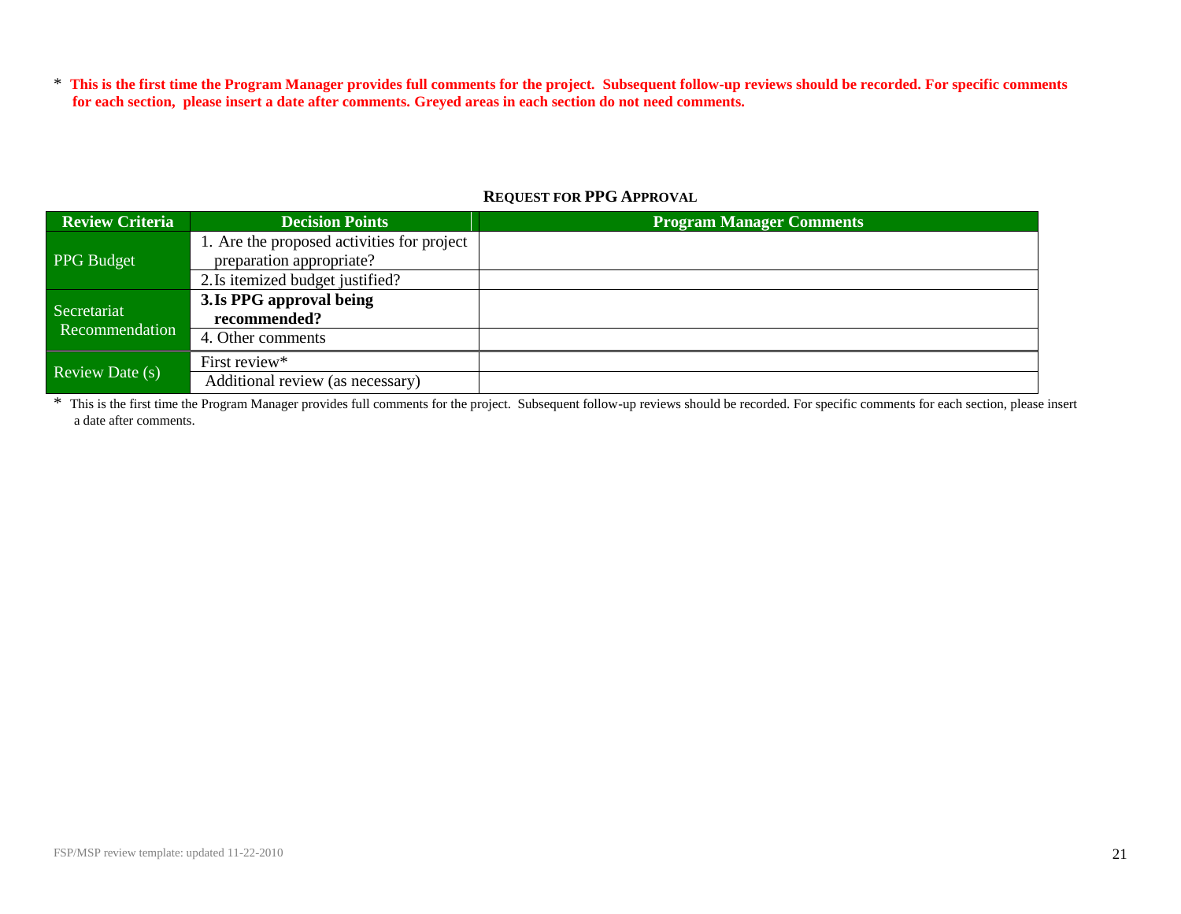\* **This is the first time the Program Manager provides full comments for the project. Subsequent follow-up reviews should be recorded. For specific comments for each section, please insert a date after comments. Greyed areas in each section do not need comments.**

**REQUEST FOR PPG APPROVAL**

| Review Criteria | Decision Points | Program Manager Comments |
|---|---|---|
| PPG Budget | 1. Are the proposed activities for project preparation appropriate? | |
| | 2. Is itemized budget justified? | |
| Secretariat Recommendation | **3. Is PPG approval being recommended?** | |
| | 4. Other comments | |
| Review Date (s) | First review* | |
| | Additional review (as necessary) | |

\* This is the first time the Program Manager provides full comments for the project. Subsequent follow-up reviews should be recorded. For specific comments for each section, please insert a date after comments.

FSP/MSP review template: updated 11-22-2010